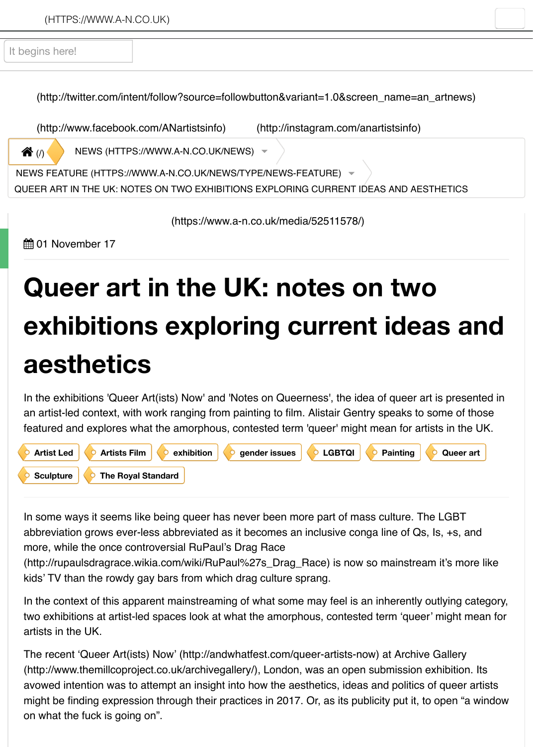(HTTPS://WWW.A-N.CO.UK)

It begins here!

(http://twitter.com/intent/follow?source=followbutton&variant=1.0&screen_name=an_artnews)

(http://www.facebook.com/ANartistsinfo) (http://instagram.com/anartistsinfo)

(/) NEWS (HTTPS://WWW.A-N.CO.UK/NEWS) NEWS FEATURE (HTTPS://WWW.A-N.CO.UK/NEWS/TYPE/NEWS-FEATURE) QUEER ART IN THE UK: NOTES ON TWO EXHIBITIONS EXPLORING CURRENT IDEAS AND AESTHETICS

(https://www.a-n.co.uk/media/52511578/)

01 November 17

# Queer art in the UK: notes on two exhibitions exploring current ideas and aesthetics

In the exhibitions 'Queer Art(ists) Now' and 'Notes on Queerness', the idea of queer art is presented in an artist-led context, with work ranging from painting to film. Alistair Gentry speaks to some of those featured and explores what the amorphous, contested term 'queer' might mean for artists in the UK.

**Artist Led** **Artists Film** **exhibition** **gender issues** **LGBTQI** **Painting** **Queer art** **Sculpture** **The Royal Standard**

In some ways it seems like being queer has never been more part of mass culture. The LGBT abbreviation grows ever-less abbreviated as it becomes an inclusive conga line of Qs, Is, +s, and more, while the once controversial RuPaul's Drag Race (http://rupaulsdragrace.wikia.com/wiki/RuPaul%27s_Drag_Race) is now so mainstream it's more like kids' TV than the rowdy gay bars from which drag culture sprang.

In the context of this apparent mainstreaming of what some may feel is an inherently outlying category, two exhibitions at artist-led spaces look at what the amorphous, contested term 'queer' might mean for artists in the UK.

The recent 'Queer Art(ists) Now' (http://andwhatfest.com/queer-artists-now) at Archive Gallery (http://www.themillcoproject.co.uk/archivegallery/), London, was an open submission exhibition. Its avowed intention was to attempt an insight into how the aesthetics, ideas and politics of queer artists might be finding expression through their practices in 2017. Or, as its publicity put it, to open "a window on what the fuck is going on".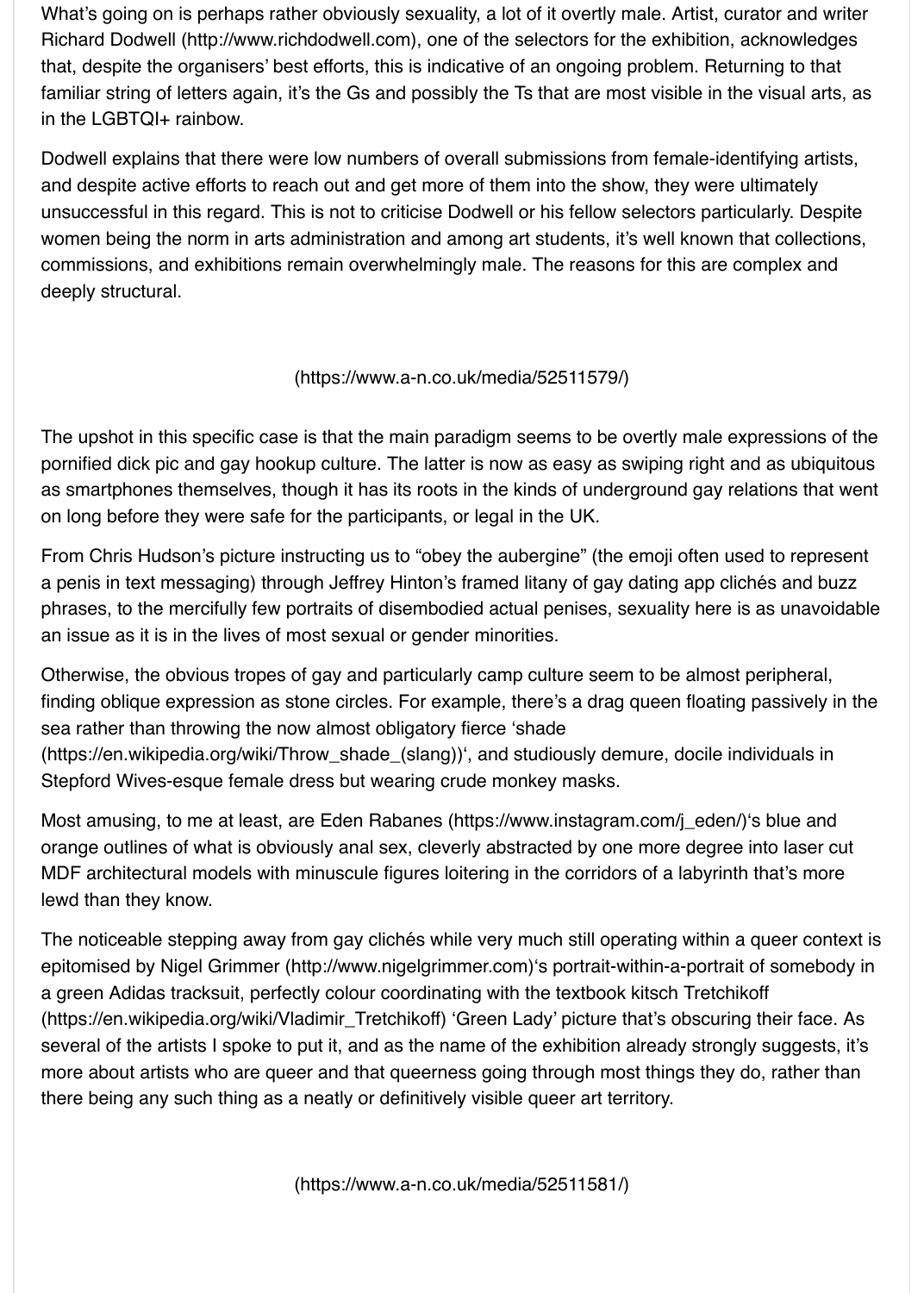What's going on is perhaps rather obviously sexuality, a lot of it overtly male. Artist, curator and writer Richard Dodwell (http://www.richdodwell.com), one of the selectors for the exhibition, acknowledges that, despite the organisers' best efforts, this is indicative of an ongoing problem. Returning to that familiar string of letters again, it's the Gs and possibly the Ts that are most visible in the visual arts, as in the LGBTQI+ rainbow.

Dodwell explains that there were low numbers of overall submissions from female-identifying artists, and despite active efforts to reach out and get more of them into the show, they were ultimately unsuccessful in this regard. This is not to criticise Dodwell or his fellow selectors particularly. Despite women being the norm in arts administration and among art students, it's well known that collections, commissions, and exhibitions remain overwhelmingly male. The reasons for this are complex and deeply structural.

(https://www.a-n.co.uk/media/52511579/)

The upshot in this specific case is that the main paradigm seems to be overtly male expressions of the pornified dick pic and gay hookup culture. The latter is now as easy as swiping right and as ubiquitous as smartphones themselves, though it has its roots in the kinds of underground gay relations that went on long before they were safe for the participants, or legal in the UK.

From Chris Hudson's picture instructing us to "obey the aubergine" (the emoji often used to represent a penis in text messaging) through Jeffrey Hinton's framed litany of gay dating app clichés and buzz phrases, to the mercifully few portraits of disembodied actual penises, sexuality here is as unavoidable an issue as it is in the lives of most sexual or gender minorities.

Otherwise, the obvious tropes of gay and particularly camp culture seem to be almost peripheral, finding oblique expression as stone circles. For example, there's a drag queen floating passively in the sea rather than throwing the now almost obligatory fierce 'shade (https://en.wikipedia.org/wiki/Throw_shade_(slang))', and studiously demure, docile individuals in Stepford Wives-esque female dress but wearing crude monkey masks.

Most amusing, to me at least, are Eden Rabanes (https://www.instagram.com/j_eden/)'s blue and orange outlines of what is obviously anal sex, cleverly abstracted by one more degree into laser cut MDF architectural models with minuscule figures loitering in the corridors of a labyrinth that's more lewd than they know.

The noticeable stepping away from gay clichés while very much still operating within a queer context is epitomised by Nigel Grimmer (http://www.nigelgrimmer.com)'s portrait-within-a-portrait of somebody in a green Adidas tracksuit, perfectly colour coordinating with the textbook kitsch Tretchikoff (https://en.wikipedia.org/wiki/Vladimir_Tretchikoff) 'Green Lady' picture that's obscuring their face. As several of the artists I spoke to put it, and as the name of the exhibition already strongly suggests, it's more about artists who are queer and that queerness going through most things they do, rather than there being any such thing as a neatly or definitively visible queer art territory.

(https://www.a-n.co.uk/media/52511581/)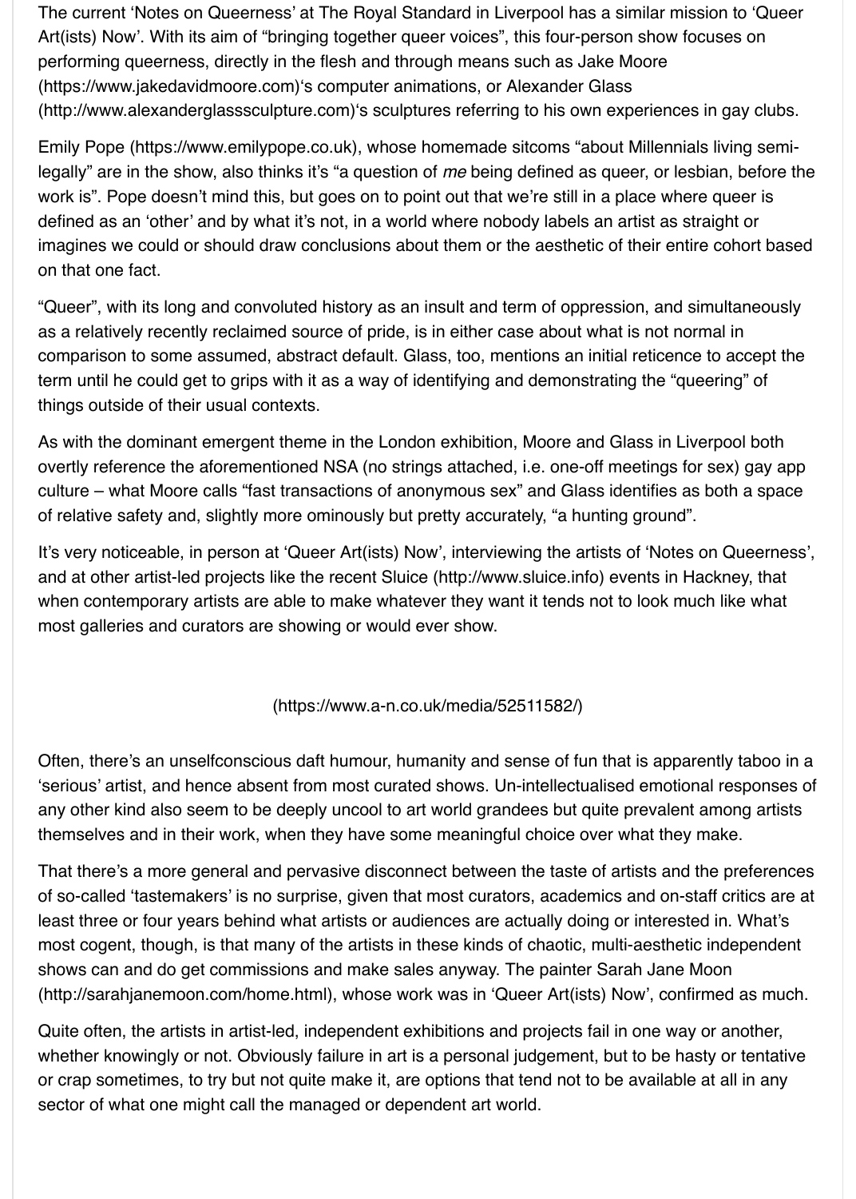The current 'Notes on Queerness' at The Royal Standard in Liverpool has a similar mission to 'Queer Art(ists) Now'. With its aim of "bringing together queer voices", this four-person show focuses on performing queerness, directly in the flesh and through means such as Jake Moore (https://www.jakedavidmoore.com)'s computer animations, or Alexander Glass (http://www.alexanderglasssculpture.com)'s sculptures referring to his own experiences in gay clubs.

Emily Pope (https://www.emilypope.co.uk), whose homemade sitcoms "about Millennials living semi-legally" are in the show, also thinks it's "a question of *me* being defined as queer, or lesbian, before the work is". Pope doesn't mind this, but goes on to point out that we're still in a place where queer is defined as an 'other' and by what it's not, in a world where nobody labels an artist as straight or imagines we could or should draw conclusions about them or the aesthetic of their entire cohort based on that one fact.

"Queer", with its long and convoluted history as an insult and term of oppression, and simultaneously as a relatively recently reclaimed source of pride, is in either case about what is not normal in comparison to some assumed, abstract default. Glass, too, mentions an initial reticence to accept the term until he could get to grips with it as a way of identifying and demonstrating the "queering" of things outside of their usual contexts.

As with the dominant emergent theme in the London exhibition, Moore and Glass in Liverpool both overtly reference the aforementioned NSA (no strings attached, i.e. one-off meetings for sex) gay app culture – what Moore calls "fast transactions of anonymous sex" and Glass identifies as both a space of relative safety and, slightly more ominously but pretty accurately, "a hunting ground".

It's very noticeable, in person at 'Queer Art(ists) Now', interviewing the artists of 'Notes on Queerness', and at other artist-led projects like the recent Sluice (http://www.sluice.info) events in Hackney, that when contemporary artists are able to make whatever they want it tends not to look much like what most galleries and curators are showing or would ever show.

(https://www.a-n.co.uk/media/52511582/)

Often, there's an unselfconscious daft humour, humanity and sense of fun that is apparently taboo in a 'serious' artist, and hence absent from most curated shows. Un-intellectualised emotional responses of any other kind also seem to be deeply uncool to art world grandees but quite prevalent among artists themselves and in their work, when they have some meaningful choice over what they make.

That there's a more general and pervasive disconnect between the taste of artists and the preferences of so-called 'tastemakers' is no surprise, given that most curators, academics and on-staff critics are at least three or four years behind what artists or audiences are actually doing or interested in. What's most cogent, though, is that many of the artists in these kinds of chaotic, multi-aesthetic independent shows can and do get commissions and make sales anyway. The painter Sarah Jane Moon (http://sarahjanemoon.com/home.html), whose work was in 'Queer Art(ists) Now', confirmed as much.

Quite often, the artists in artist-led, independent exhibitions and projects fail in one way or another, whether knowingly or not. Obviously failure in art is a personal judgement, but to be hasty or tentative or crap sometimes, to try but not quite make it, are options that tend not to be available at all in any sector of what one might call the managed or dependent art world.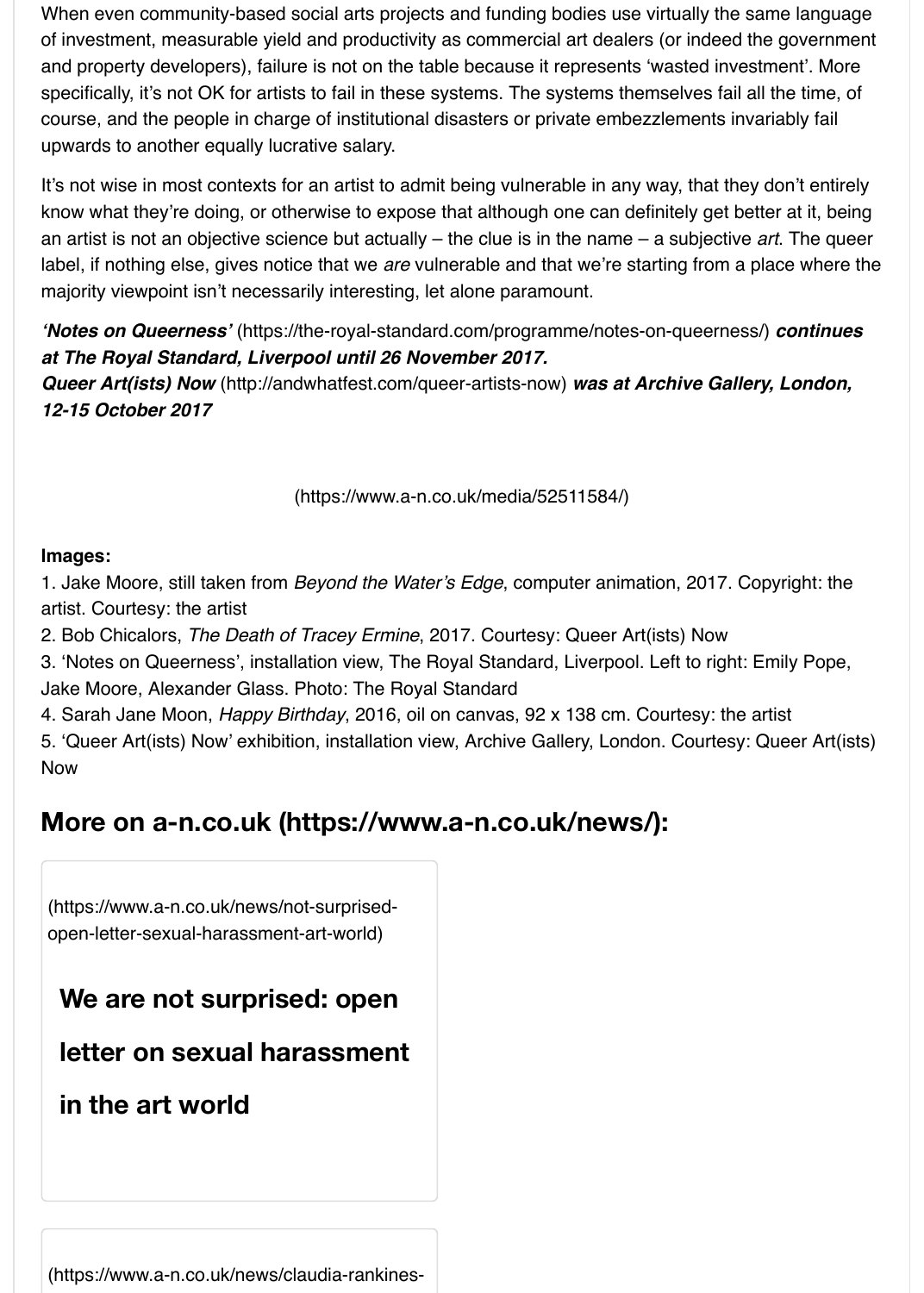When even community-based social arts projects and funding bodies use virtually the same language of investment, measurable yield and productivity as commercial art dealers (or indeed the government and property developers), failure is not on the table because it represents 'wasted investment'. More specifically, it's not OK for artists to fail in these systems. The systems themselves fail all the time, of course, and the people in charge of institutional disasters or private embezzlements invariably fail upwards to another equally lucrative salary.

It's not wise in most contexts for an artist to admit being vulnerable in any way, that they don't entirely know what they're doing, or otherwise to expose that although one can definitely get better at it, being an artist is not an objective science but actually – the clue is in the name – a subjective *art*. The queer label, if nothing else, gives notice that we *are* vulnerable and that we're starting from a place where the majority viewpoint isn't necessarily interesting, let alone paramount.

***'Notes on Queerness'*** (https://the-royal-standard.com/programme/notes-on-queerness/) ***continues at The Royal Standard, Liverpool until 26 November 2017.***
***Queer Art(ists) Now*** (http://andwhatfest.com/queer-artists-now) ***was at Archive Gallery, London, 12-15 October 2017***

(https://www.a-n.co.uk/media/52511584/)

**Images:**
1. Jake Moore, still taken from *Beyond the Water's Edge*, computer animation, 2017. Copyright: the artist. Courtesy: the artist
2. Bob Chicalors, *The Death of Tracey Ermine*, 2017. Courtesy: Queer Art(ists) Now
3. 'Notes on Queerness', installation view, The Royal Standard, Liverpool. Left to right: Emily Pope, Jake Moore, Alexander Glass. Photo: The Royal Standard
4. Sarah Jane Moon, *Happy Birthday*, 2016, oil on canvas, 92 x 138 cm. Courtesy: the artist
5. 'Queer Art(ists) Now' exhibition, installation view, Archive Gallery, London. Courtesy: Queer Art(ists) Now

## More on a-n.co.uk (https://www.a-n.co.uk/news/):

(https://www.a-n.co.uk/news/not-surprised-open-letter-sexual-harassment-art-world)

**We are not surprised: open letter on sexual harassment in the art world**

(https://www.a-n.co.uk/news/claudia-rankines-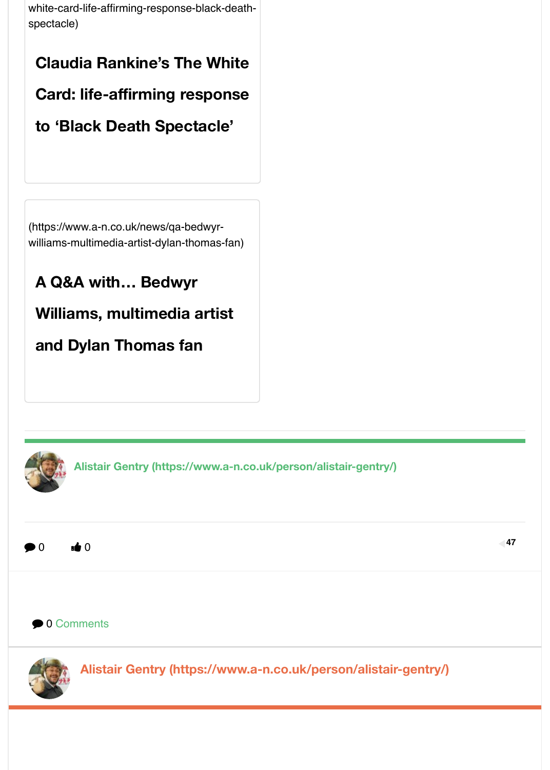white-card-life-affirming-response-black-death-spectacle)

**Claudia Rankine's The White Card: life-affirming response to 'Black Death Spectacle'**

(https://www.a-n.co.uk/news/qa-bedwyr-williams-multimedia-artist-dylan-thomas-fan)

**A Q&A with… Bedwyr Williams, multimedia artist and Dylan Thomas fan**

Alistair Gentry (https://www.a-n.co.uk/person/alistair-gentry/)

0 0

47

0 Comments

Alistair Gentry (https://www.a-n.co.uk/person/alistair-gentry/)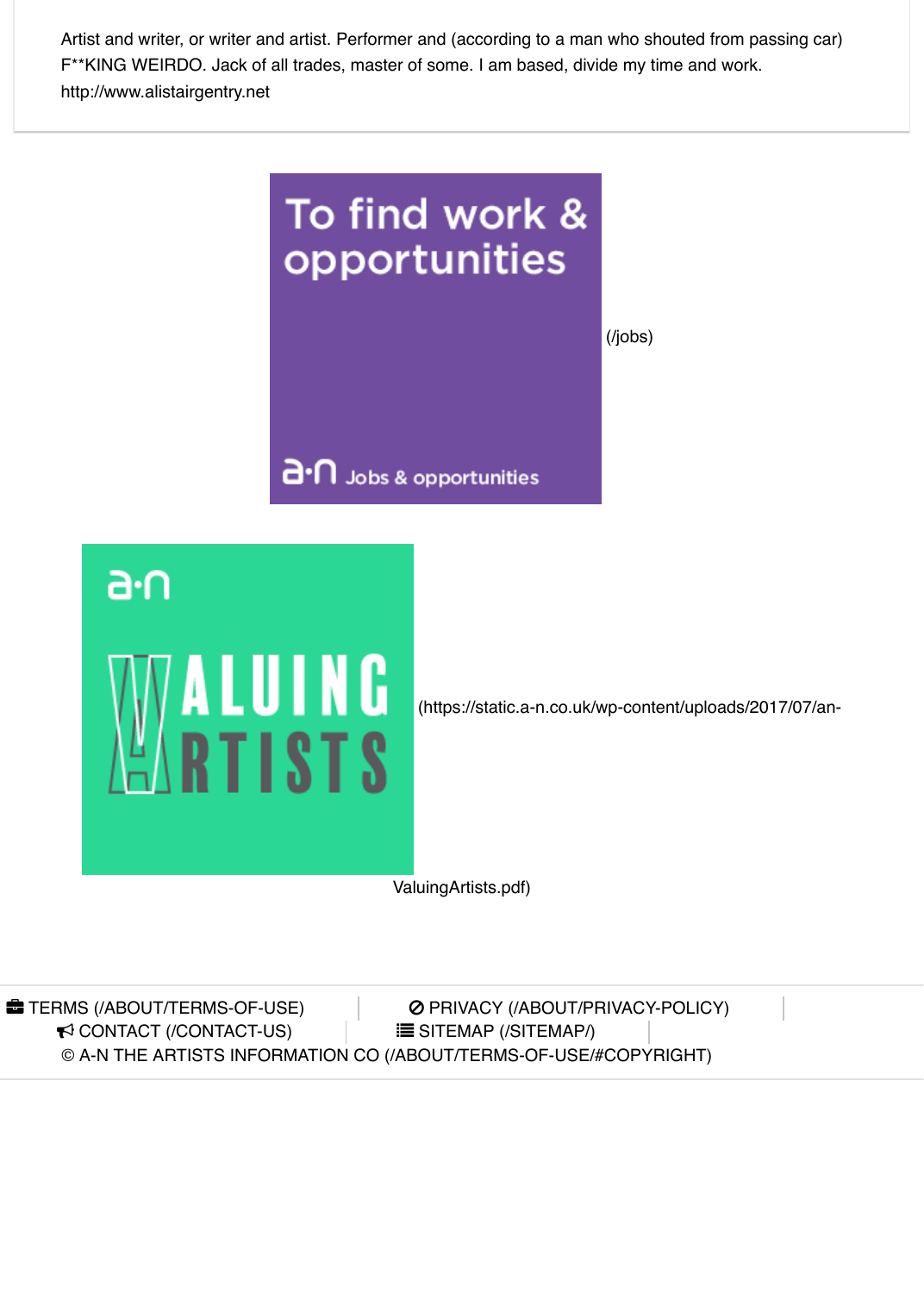Artist and writer, or writer and artist. Performer and (according to a man who shouted from passing car) F**KING WEIRDO. Jack of all trades, master of some. I am based, divide my time and work. http://www.alistairgentry.net

To find work & opportunities

a·n Jobs & opportunities

(/jobs)

a·n

VALUING ARTISTS

(https://static.a-n.co.uk/wp-content/uploads/2017/07/an-ValuingArtists.pdf)

TERMS (/ABOUT/TERMS-OF-USE) | PRIVACY (/ABOUT/PRIVACY-POLICY) | CONTACT (/CONTACT-US) | SITEMAP (/SITEMAP/) | © A-N THE ARTISTS INFORMATION CO (/ABOUT/TERMS-OF-USE/#COPYRIGHT)